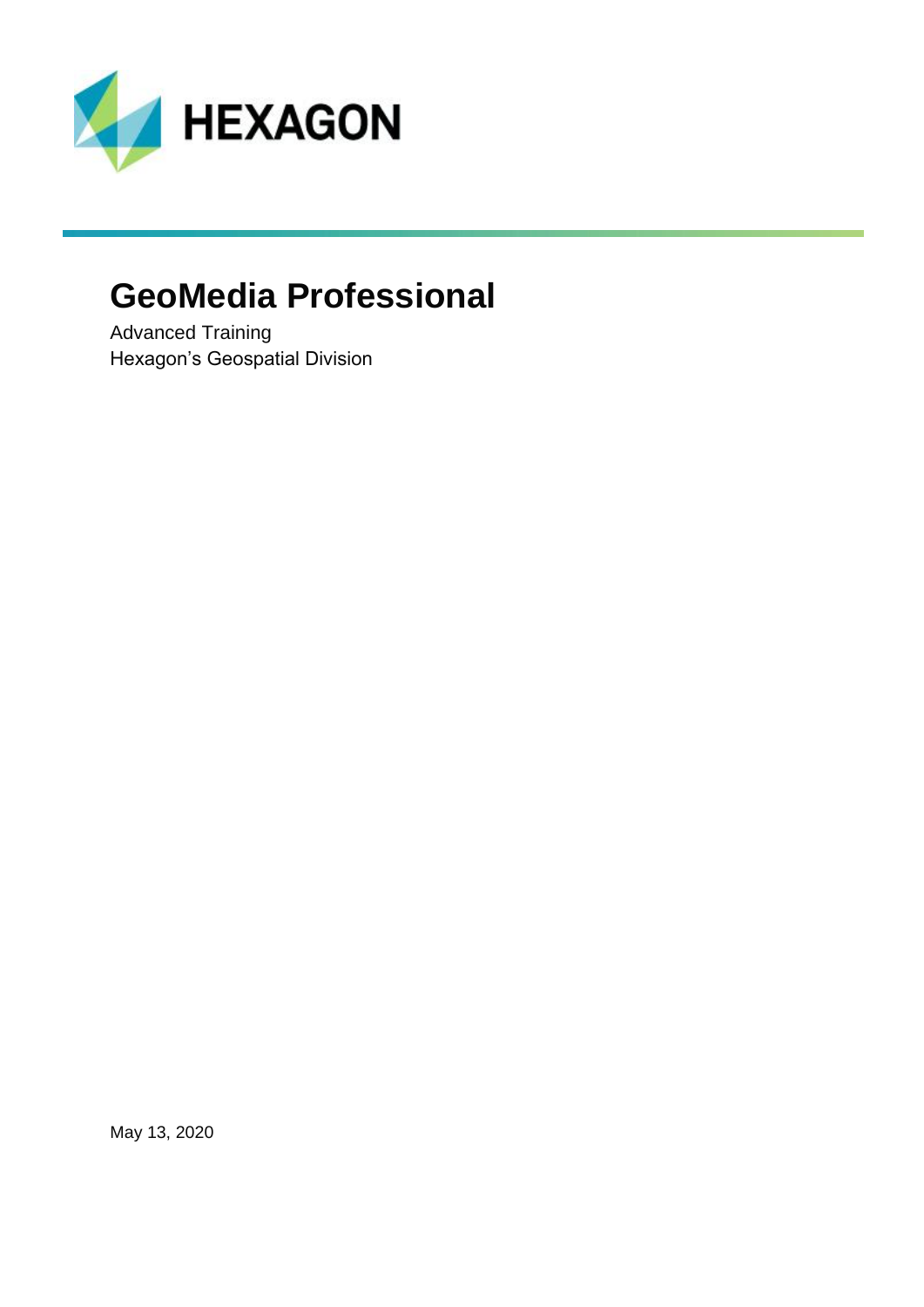HEXAGON

# GeoMedia Professional

Advanced Training
Hexagon's Geospatial Division

May 13, 2020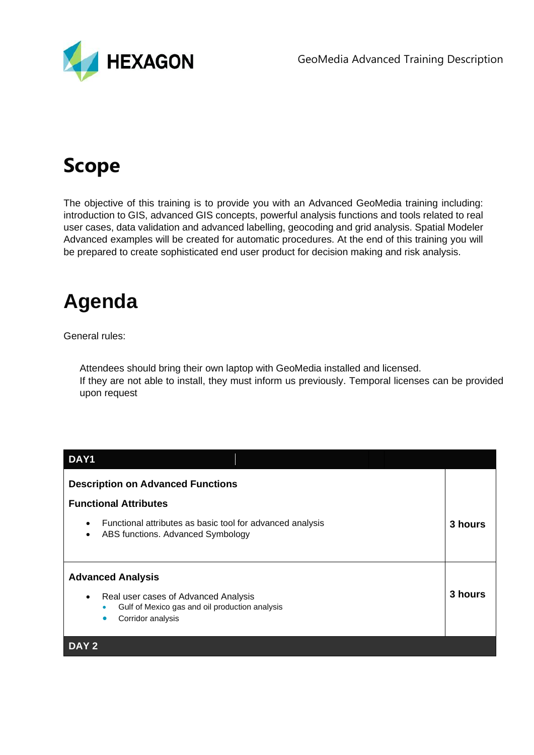# Scope

The objective of this training is to provide you with an Advanced GeoMedia training including: introduction to GIS, advanced GIS concepts, powerful analysis functions and tools related to real user cases, data validation and advanced labelling, geocoding and grid analysis. Spatial Modeler Advanced examples will be created for automatic procedures. At the end of this training you will be prepared to create sophisticated end user product for decision making and risk analysis.

# Agenda

General rules:

Attendees should bring their own laptop with GeoMedia installed and licensed.
If they are not able to install, they must inform us previously. Temporal licenses can be provided upon request

| DAY1 | |
|---|---|
| **Description on Advanced Functions**<br><br>**Functional Attributes**<br><br>• Functional attributes as basic tool for advanced analysis<br>• ABS functions. Advanced Symbology | **3 hours** |
| **Advanced Analysis**<br><br>• Real user cases of Advanced Analysis<br>  • Gulf of Mexico gas and oil production analysis<br>  • Corridor analysis | **3 hours** |
| **DAY 2** | |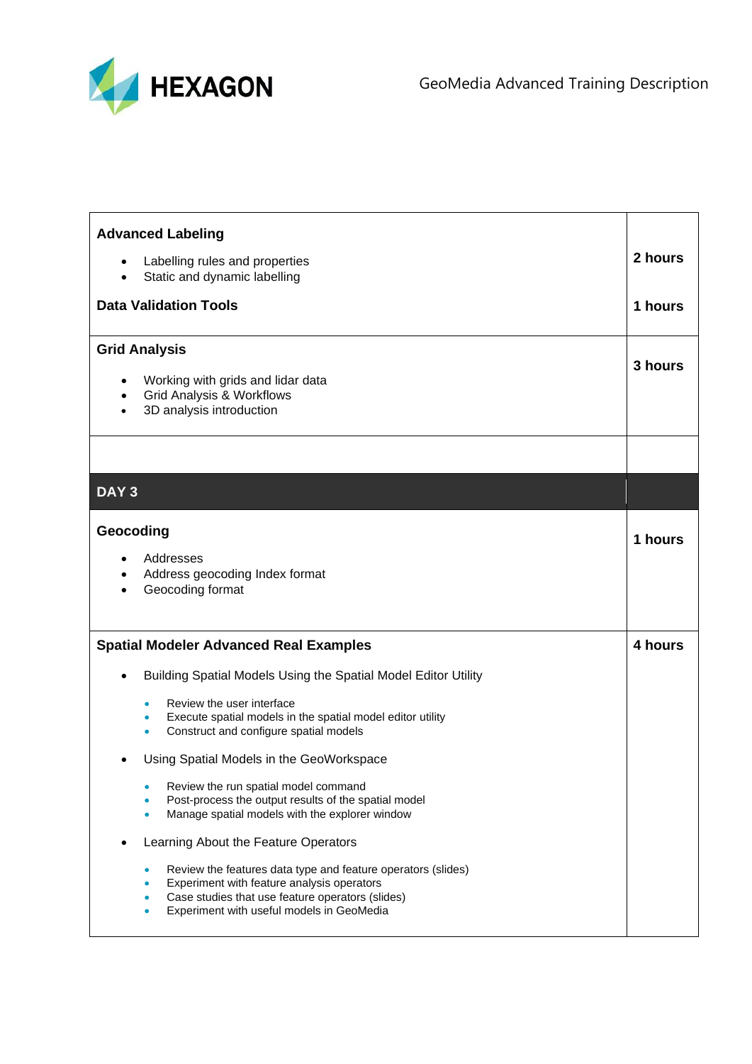| | |
|---|---|
| **Advanced Labeling**<br><br>• Labelling rules and properties<br>• Static and dynamic labelling<br><br>**Data Validation Tools** | **2 hours**<br><br>**1 hours** |
| **Grid Analysis**<br><br>• Working with grids and lidar data<br>• Grid Analysis & Workflows<br>• 3D analysis introduction | **3 hours** |
| | |
| **DAY 3** | |
| **Geocoding**<br><br>• Addresses<br>• Address geocoding Index format<br>• Geocoding format | **1 hours** |
| **Spatial Modeler Advanced Real Examples**<br><br>• Building Spatial Models Using the Spatial Model Editor Utility<br>&nbsp;&nbsp;&nbsp;&nbsp;◦ Review the user interface<br>&nbsp;&nbsp;&nbsp;&nbsp;◦ Execute spatial models in the spatial model editor utility<br>&nbsp;&nbsp;&nbsp;&nbsp;◦ Construct and configure spatial models<br>• Using Spatial Models in the GeoWorkspace<br>&nbsp;&nbsp;&nbsp;&nbsp;◦ Review the run spatial model command<br>&nbsp;&nbsp;&nbsp;&nbsp;◦ Post-process the output results of the spatial model<br>&nbsp;&nbsp;&nbsp;&nbsp;◦ Manage spatial models with the explorer window<br>• Learning About the Feature Operators<br>&nbsp;&nbsp;&nbsp;&nbsp;◦ Review the features data type and feature operators (slides)<br>&nbsp;&nbsp;&nbsp;&nbsp;◦ Experiment with feature analysis operators<br>&nbsp;&nbsp;&nbsp;&nbsp;◦ Case studies that use feature operators (slides)<br>&nbsp;&nbsp;&nbsp;&nbsp;◦ Experiment with useful models in GeoMedia | **4 hours** |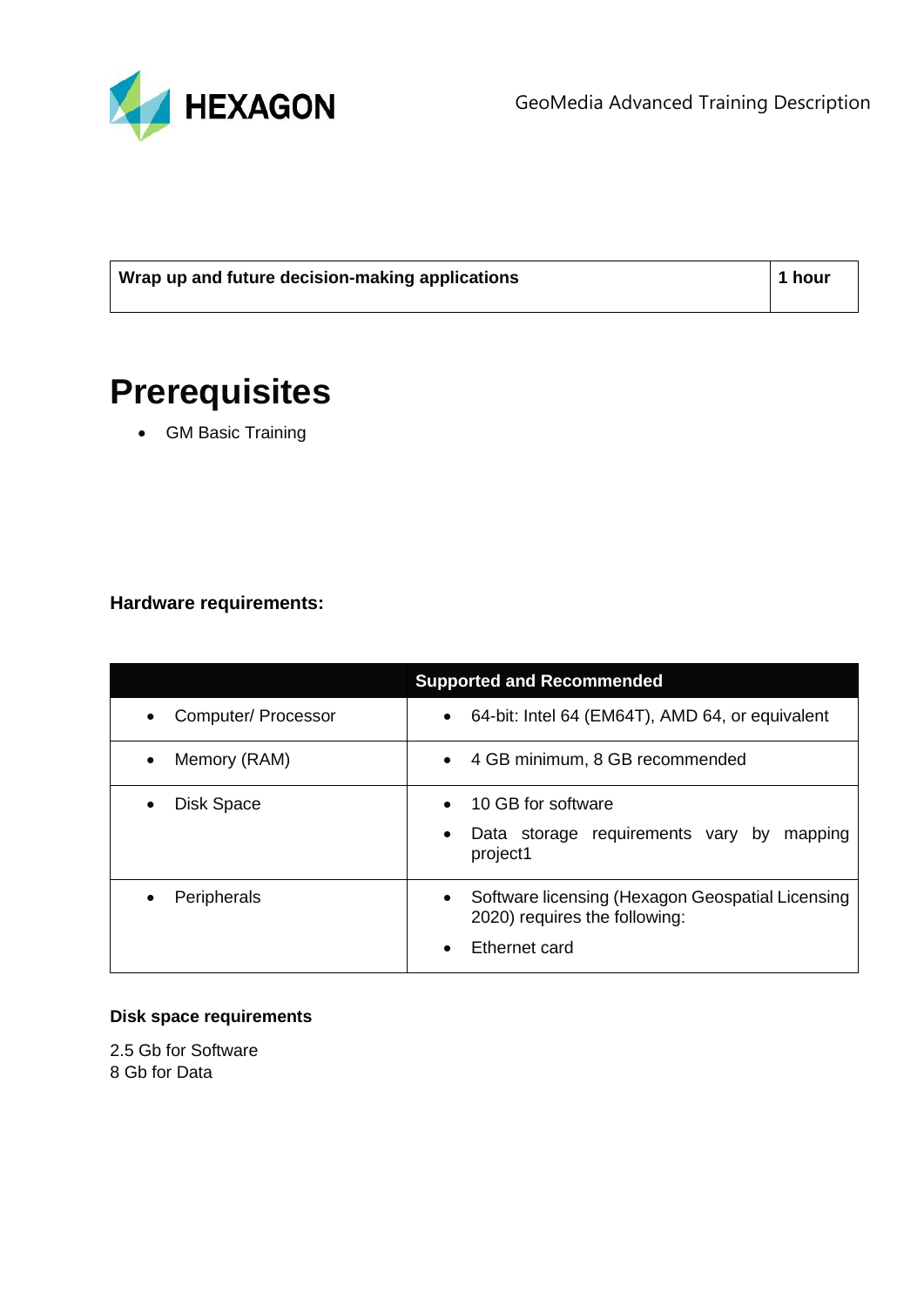| Wrap up and future decision-making applications | 1 hour |
|---|---|

# Prerequisites

- GM Basic Training

**Hardware requirements:**

| | Supported and Recommended |
|---|---|
| • Computer/ Processor | • 64-bit: Intel 64 (EM64T), AMD 64, or equivalent |
| • Memory (RAM) | • 4 GB minimum, 8 GB recommended |
| • Disk Space | • 10 GB for software<br>• Data storage requirements vary by mapping project1 |
| • Peripherals | • Software licensing (Hexagon Geospatial Licensing 2020) requires the following:<br>• Ethernet card |

**Disk space requirements**

2.5 Gb for Software
8 Gb for Data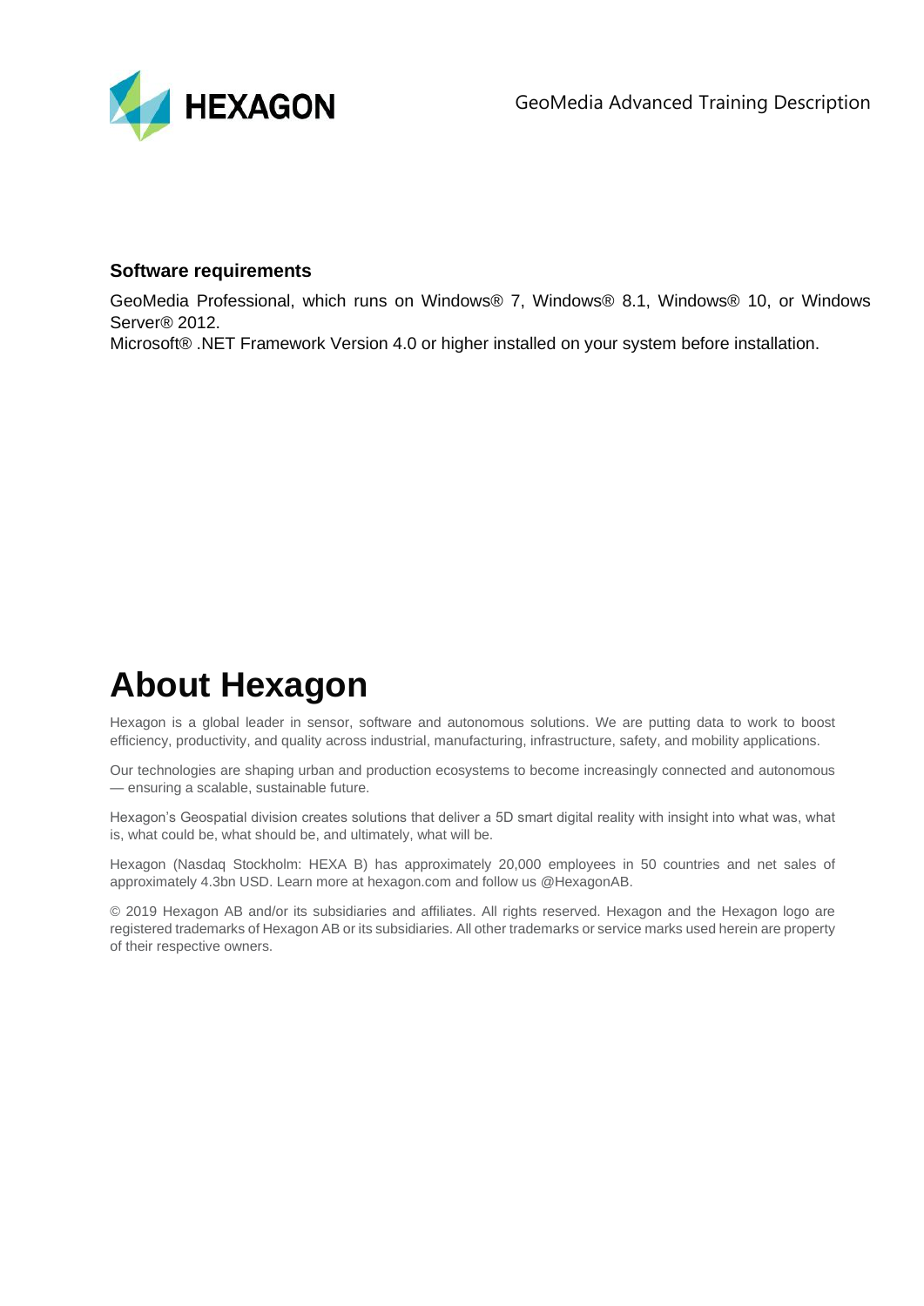### Software requirements

GeoMedia Professional, which runs on Windows® 7, Windows® 8.1, Windows® 10, or Windows Server® 2012.
Microsoft® .NET Framework Version 4.0 or higher installed on your system before installation.

# About Hexagon

Hexagon is a global leader in sensor, software and autonomous solutions. We are putting data to work to boost efficiency, productivity, and quality across industrial, manufacturing, infrastructure, safety, and mobility applications.

Our technologies are shaping urban and production ecosystems to become increasingly connected and autonomous — ensuring a scalable, sustainable future.

Hexagon's Geospatial division creates solutions that deliver a 5D smart digital reality with insight into what was, what is, what could be, what should be, and ultimately, what will be.

Hexagon (Nasdaq Stockholm: HEXA B) has approximately 20,000 employees in 50 countries and net sales of approximately 4.3bn USD. Learn more at hexagon.com and follow us @HexagonAB.

© 2019 Hexagon AB and/or its subsidiaries and affiliates. All rights reserved. Hexagon and the Hexagon logo are registered trademarks of Hexagon AB or its subsidiaries. All other trademarks or service marks used herein are property of their respective owners.